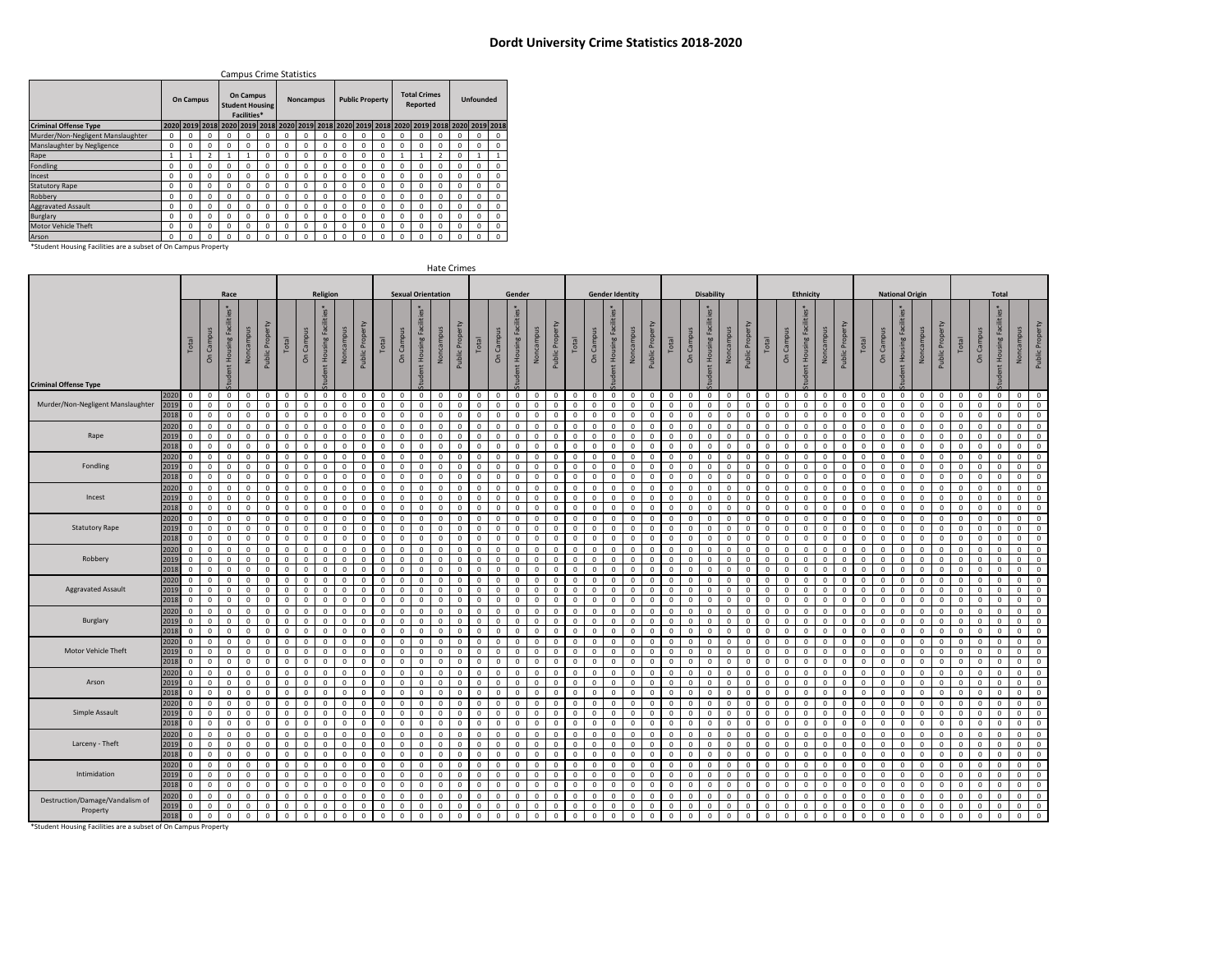# Dordt University Crime Statistics 2018-2020

Campus Crime Statistics

| | On Campus | | | On Campus Student Housing Facilities* | | | Noncampus | | | Public Property | | | Total Crimes Reported | | | Unfounded | | |
|---|---|---|---|---|---|---|---|---|---|---|---|---|---|---|---|---|---|---|
| **Criminal Offense Type** | 2020 | 2019 | 2018 | 2020 | 2019 | 2018 | 2020 | 2019 | 2018 | 2020 | 2019 | 2018 | 2020 | 2019 | 2018 | 2020 | 2019 | 2018 |
| Murder/Non-Negligent Manslaughter | 0 | 0 | 0 | 0 | 0 | 0 | 0 | 0 | 0 | 0 | 0 | 0 | 0 | 0 | 0 | 0 | 0 | 0 |
| Manslaughter by Negligence | 0 | 0 | 0 | 0 | 0 | 0 | 0 | 0 | 0 | 0 | 0 | 0 | 0 | 0 | 0 | 0 | 0 | 0 |
| Rape | 1 | 1 | 2 | 1 | 1 | 0 | 0 | 0 | 0 | 0 | 0 | 0 | 1 | 1 | 2 | 0 | 1 | 1 |
| Fondling | 0 | 0 | 0 | 0 | 0 | 0 | 0 | 0 | 0 | 0 | 0 | 0 | 0 | 0 | 0 | 0 | 0 | 0 |
| Incest | 0 | 0 | 0 | 0 | 0 | 0 | 0 | 0 | 0 | 0 | 0 | 0 | 0 | 0 | 0 | 0 | 0 | 0 |
| Statutory Rape | 0 | 0 | 0 | 0 | 0 | 0 | 0 | 0 | 0 | 0 | 0 | 0 | 0 | 0 | 0 | 0 | 0 | 0 |
| Robbery | 0 | 0 | 0 | 0 | 0 | 0 | 0 | 0 | 0 | 0 | 0 | 0 | 0 | 0 | 0 | 0 | 0 | 0 |
| Aggravated Assault | 0 | 0 | 0 | 0 | 0 | 0 | 0 | 0 | 0 | 0 | 0 | 0 | 0 | 0 | 0 | 0 | 0 | 0 |
| Burglary | 0 | 0 | 0 | 0 | 0 | 0 | 0 | 0 | 0 | 0 | 0 | 0 | 0 | 0 | 0 | 0 | 0 | 0 |
| Motor Vehicle Theft | 0 | 0 | 0 | 0 | 0 | 0 | 0 | 0 | 0 | 0 | 0 | 0 | 0 | 0 | 0 | 0 | 0 | 0 |
| Arson | 0 | 0 | 0 | 0 | 0 | 0 | 0 | 0 | 0 | 0 | 0 | 0 | 0 | 0 | 0 | 0 | 0 | 0 |

*Student Housing Facilities are a subset of On Campus Property

Hate Crimes

| | | Race | | | | | Religion | | | | | Sexual Orientation | | | | | Gender | | | | | Gender Identity | | | | | Disability | | | | | Ethnicity | | | | | National Origin | | | | | Total | | | | |
|---|---|---|---|---|---|---|---|---|---|---|---|---|---|---|---|---|---|---|---|---|---|---|---|---|---|---|---|---|---|---|---|---|---|---|---|---|---|---|---|---|---|---|---|---|---|---|
| **Criminal Offense Type** | | Total | On Campus | Student Housing Facilities* | Noncampus | Public Property | Total | On Campus | Student Housing Facilities* | Noncampus | Public Property | Total | On Campus | Student Housing Facilities* | Noncampus | Public Property | Total | On Campus | Student Housing Facilities* | Noncampus | Public Property | Total | On Campus | Student Housing Facilities* | Noncampus | Public Property | Total | On Campus | Student Housing Facilities* | Noncampus | Public Property | Total | On Campus | Student Housing Facilities* | Noncampus | Public Property | Total | On Campus | Student Housing Facilities* | Noncampus | Public Property | Total | On Campus | Student Housing Facilities* | Noncampus | Public Property |
| Murder/Non-Negligent Manslaughter | 2020 | 0 | 0 | 0 | 0 | 0 | 0 | 0 | 0 | 0 | 0 | 0 | 0 | 0 | 0 | 0 | 0 | 0 | 0 | 0 | 0 | 0 | 0 | 0 | 0 | 0 | 0 | 0 | 0 | 0 | 0 | 0 | 0 | 0 | 0 | 0 | 0 | 0 | 0 | 0 | 0 | 0 | 0 | 0 | 0 | 0 |
| | 2019 | 0 | 0 | 0 | 0 | 0 | 0 | 0 | 0 | 0 | 0 | 0 | 0 | 0 | 0 | 0 | 0 | 0 | 0 | 0 | 0 | 0 | 0 | 0 | 0 | 0 | 0 | 0 | 0 | 0 | 0 | 0 | 0 | 0 | 0 | 0 | 0 | 0 | 0 | 0 | 0 | 0 | 0 | 0 | 0 | 0 |
| | 2018 | 0 | 0 | 0 | 0 | 0 | 0 | 0 | 0 | 0 | 0 | 0 | 0 | 0 | 0 | 0 | 0 | 0 | 0 | 0 | 0 | 0 | 0 | 0 | 0 | 0 | 0 | 0 | 0 | 0 | 0 | 0 | 0 | 0 | 0 | 0 | 0 | 0 | 0 | 0 | 0 | 0 | 0 | 0 | 0 | 0 |
| Rape | 2020 | 0 | 0 | 0 | 0 | 0 | 0 | 0 | 0 | 0 | 0 | 0 | 0 | 0 | 0 | 0 | 0 | 0 | 0 | 0 | 0 | 0 | 0 | 0 | 0 | 0 | 0 | 0 | 0 | 0 | 0 | 0 | 0 | 0 | 0 | 0 | 0 | 0 | 0 | 0 | 0 | 0 | 0 | 0 | 0 | 0 |
| | 2019 | 0 | 0 | 0 | 0 | 0 | 0 | 0 | 0 | 0 | 0 | 0 | 0 | 0 | 0 | 0 | 0 | 0 | 0 | 0 | 0 | 0 | 0 | 0 | 0 | 0 | 0 | 0 | 0 | 0 | 0 | 0 | 0 | 0 | 0 | 0 | 0 | 0 | 0 | 0 | 0 | 0 | 0 | 0 | 0 | 0 |
| | 2018 | 0 | 0 | 0 | 0 | 0 | 0 | 0 | 0 | 0 | 0 | 0 | 0 | 0 | 0 | 0 | 0 | 0 | 0 | 0 | 0 | 0 | 0 | 0 | 0 | 0 | 0 | 0 | 0 | 0 | 0 | 0 | 0 | 0 | 0 | 0 | 0 | 0 | 0 | 0 | 0 | 0 | 0 | 0 | 0 | 0 |
| Fondling | 2020 | 0 | 0 | 0 | 0 | 0 | 0 | 0 | 0 | 0 | 0 | 0 | 0 | 0 | 0 | 0 | 0 | 0 | 0 | 0 | 0 | 0 | 0 | 0 | 0 | 0 | 0 | 0 | 0 | 0 | 0 | 0 | 0 | 0 | 0 | 0 | 0 | 0 | 0 | 0 | 0 | 0 | 0 | 0 | 0 | 0 |
| | 2019 | 0 | 0 | 0 | 0 | 0 | 0 | 0 | 0 | 0 | 0 | 0 | 0 | 0 | 0 | 0 | 0 | 0 | 0 | 0 | 0 | 0 | 0 | 0 | 0 | 0 | 0 | 0 | 0 | 0 | 0 | 0 | 0 | 0 | 0 | 0 | 0 | 0 | 0 | 0 | 0 | 0 | 0 | 0 | 0 | 0 |
| | 2018 | 0 | 0 | 0 | 0 | 0 | 0 | 0 | 0 | 0 | 0 | 0 | 0 | 0 | 0 | 0 | 0 | 0 | 0 | 0 | 0 | 0 | 0 | 0 | 0 | 0 | 0 | 0 | 0 | 0 | 0 | 0 | 0 | 0 | 0 | 0 | 0 | 0 | 0 | 0 | 0 | 0 | 0 | 0 | 0 | 0 |
| Incest | 2020 | 0 | 0 | 0 | 0 | 0 | 0 | 0 | 0 | 0 | 0 | 0 | 0 | 0 | 0 | 0 | 0 | 0 | 0 | 0 | 0 | 0 | 0 | 0 | 0 | 0 | 0 | 0 | 0 | 0 | 0 | 0 | 0 | 0 | 0 | 0 | 0 | 0 | 0 | 0 | 0 | 0 | 0 | 0 | 0 | 0 |
| | 2019 | 0 | 0 | 0 | 0 | 0 | 0 | 0 | 0 | 0 | 0 | 0 | 0 | 0 | 0 | 0 | 0 | 0 | 0 | 0 | 0 | 0 | 0 | 0 | 0 | 0 | 0 | 0 | 0 | 0 | 0 | 0 | 0 | 0 | 0 | 0 | 0 | 0 | 0 | 0 | 0 | 0 | 0 | 0 | 0 | 0 |
| | 2018 | 0 | 0 | 0 | 0 | 0 | 0 | 0 | 0 | 0 | 0 | 0 | 0 | 0 | 0 | 0 | 0 | 0 | 0 | 0 | 0 | 0 | 0 | 0 | 0 | 0 | 0 | 0 | 0 | 0 | 0 | 0 | 0 | 0 | 0 | 0 | 0 | 0 | 0 | 0 | 0 | 0 | 0 | 0 | 0 | 0 |
| Statutory Rape | 2020 | 0 | 0 | 0 | 0 | 0 | 0 | 0 | 0 | 0 | 0 | 0 | 0 | 0 | 0 | 0 | 0 | 0 | 0 | 0 | 0 | 0 | 0 | 0 | 0 | 0 | 0 | 0 | 0 | 0 | 0 | 0 | 0 | 0 | 0 | 0 | 0 | 0 | 0 | 0 | 0 | 0 | 0 | 0 | 0 | 0 |
| | 2019 | 0 | 0 | 0 | 0 | 0 | 0 | 0 | 0 | 0 | 0 | 0 | 0 | 0 | 0 | 0 | 0 | 0 | 0 | 0 | 0 | 0 | 0 | 0 | 0 | 0 | 0 | 0 | 0 | 0 | 0 | 0 | 0 | 0 | 0 | 0 | 0 | 0 | 0 | 0 | 0 | 0 | 0 | 0 | 0 | 0 |
| | 2018 | 0 | 0 | 0 | 0 | 0 | 0 | 0 | 0 | 0 | 0 | 0 | 0 | 0 | 0 | 0 | 0 | 0 | 0 | 0 | 0 | 0 | 0 | 0 | 0 | 0 | 0 | 0 | 0 | 0 | 0 | 0 | 0 | 0 | 0 | 0 | 0 | 0 | 0 | 0 | 0 | 0 | 0 | 0 | 0 | 0 |
| Robbery | 2020 | 0 | 0 | 0 | 0 | 0 | 0 | 0 | 0 | 0 | 0 | 0 | 0 | 0 | 0 | 0 | 0 | 0 | 0 | 0 | 0 | 0 | 0 | 0 | 0 | 0 | 0 | 0 | 0 | 0 | 0 | 0 | 0 | 0 | 0 | 0 | 0 | 0 | 0 | 0 | 0 | 0 | 0 | 0 | 0 | 0 |
| | 2019 | 0 | 0 | 0 | 0 | 0 | 0 | 0 | 0 | 0 | 0 | 0 | 0 | 0 | 0 | 0 | 0 | 0 | 0 | 0 | 0 | 0 | 0 | 0 | 0 | 0 | 0 | 0 | 0 | 0 | 0 | 0 | 0 | 0 | 0 | 0 | 0 | 0 | 0 | 0 | 0 | 0 | 0 | 0 | 0 | 0 |
| | 2018 | 0 | 0 | 0 | 0 | 0 | 0 | 0 | 0 | 0 | 0 | 0 | 0 | 0 | 0 | 0 | 0 | 0 | 0 | 0 | 0 | 0 | 0 | 0 | 0 | 0 | 0 | 0 | 0 | 0 | 0 | 0 | 0 | 0 | 0 | 0 | 0 | 0 | 0 | 0 | 0 | 0 | 0 | 0 | 0 | 0 |
| Aggravated Assault | 2020 | 0 | 0 | 0 | 0 | 0 | 0 | 0 | 0 | 0 | 0 | 0 | 0 | 0 | 0 | 0 | 0 | 0 | 0 | 0 | 0 | 0 | 0 | 0 | 0 | 0 | 0 | 0 | 0 | 0 | 0 | 0 | 0 | 0 | 0 | 0 | 0 | 0 | 0 | 0 | 0 | 0 | 0 | 0 | 0 | 0 |
| | 2019 | 0 | 0 | 0 | 0 | 0 | 0 | 0 | 0 | 0 | 0 | 0 | 0 | 0 | 0 | 0 | 0 | 0 | 0 | 0 | 0 | 0 | 0 | 0 | 0 | 0 | 0 | 0 | 0 | 0 | 0 | 0 | 0 | 0 | 0 | 0 | 0 | 0 | 0 | 0 | 0 | 0 | 0 | 0 | 0 | 0 |
| | 2018 | 0 | 0 | 0 | 0 | 0 | 0 | 0 | 0 | 0 | 0 | 0 | 0 | 0 | 0 | 0 | 0 | 0 | 0 | 0 | 0 | 0 | 0 | 0 | 0 | 0 | 0 | 0 | 0 | 0 | 0 | 0 | 0 | 0 | 0 | 0 | 0 | 0 | 0 | 0 | 0 | 0 | 0 | 0 | 0 | 0 |
| Burglary | 2020 | 0 | 0 | 0 | 0 | 0 | 0 | 0 | 0 | 0 | 0 | 0 | 0 | 0 | 0 | 0 | 0 | 0 | 0 | 0 | 0 | 0 | 0 | 0 | 0 | 0 | 0 | 0 | 0 | 0 | 0 | 0 | 0 | 0 | 0 | 0 | 0 | 0 | 0 | 0 | 0 | 0 | 0 | 0 | 0 | 0 |
| | 2019 | 0 | 0 | 0 | 0 | 0 | 0 | 0 | 0 | 0 | 0 | 0 | 0 | 0 | 0 | 0 | 0 | 0 | 0 | 0 | 0 | 0 | 0 | 0 | 0 | 0 | 0 | 0 | 0 | 0 | 0 | 0 | 0 | 0 | 0 | 0 | 0 | 0 | 0 | 0 | 0 | 0 | 0 | 0 | 0 | 0 |
| | 2018 | 0 | 0 | 0 | 0 | 0 | 0 | 0 | 0 | 0 | 0 | 0 | 0 | 0 | 0 | 0 | 0 | 0 | 0 | 0 | 0 | 0 | 0 | 0 | 0 | 0 | 0 | 0 | 0 | 0 | 0 | 0 | 0 | 0 | 0 | 0 | 0 | 0 | 0 | 0 | 0 | 0 | 0 | 0 | 0 | 0 |
| Motor Vehicle Theft | 2020 | 0 | 0 | 0 | 0 | 0 | 0 | 0 | 0 | 0 | 0 | 0 | 0 | 0 | 0 | 0 | 0 | 0 | 0 | 0 | 0 | 0 | 0 | 0 | 0 | 0 | 0 | 0 | 0 | 0 | 0 | 0 | 0 | 0 | 0 | 0 | 0 | 0 | 0 | 0 | 0 | 0 | 0 | 0 | 0 | 0 |
| | 2019 | 0 | 0 | 0 | 0 | 0 | 0 | 0 | 0 | 0 | 0 | 0 | 0 | 0 | 0 | 0 | 0 | 0 | 0 | 0 | 0 | 0 | 0 | 0 | 0 | 0 | 0 | 0 | 0 | 0 | 0 | 0 | 0 | 0 | 0 | 0 | 0 | 0 | 0 | 0 | 0 | 0 | 0 | 0 | 0 | 0 |
| | 2018 | 0 | 0 | 0 | 0 | 0 | 0 | 0 | 0 | 0 | 0 | 0 | 0 | 0 | 0 | 0 | 0 | 0 | 0 | 0 | 0 | 0 | 0 | 0 | 0 | 0 | 0 | 0 | 0 | 0 | 0 | 0 | 0 | 0 | 0 | 0 | 0 | 0 | 0 | 0 | 0 | 0 | 0 | 0 | 0 | 0 |
| Arson | 2020 | 0 | 0 | 0 | 0 | 0 | 0 | 0 | 0 | 0 | 0 | 0 | 0 | 0 | 0 | 0 | 0 | 0 | 0 | 0 | 0 | 0 | 0 | 0 | 0 | 0 | 0 | 0 | 0 | 0 | 0 | 0 | 0 | 0 | 0 | 0 | 0 | 0 | 0 | 0 | 0 | 0 | 0 | 0 | 0 | 0 |
| | 2019 | 0 | 0 | 0 | 0 | 0 | 0 | 0 | 0 | 0 | 0 | 0 | 0 | 0 | 0 | 0 | 0 | 0 | 0 | 0 | 0 | 0 | 0 | 0 | 0 | 0 | 0 | 0 | 0 | 0 | 0 | 0 | 0 | 0 | 0 | 0 | 0 | 0 | 0 | 0 | 0 | 0 | 0 | 0 | 0 | 0 |
| | 2018 | 0 | 0 | 0 | 0 | 0 | 0 | 0 | 0 | 0 | 0 | 0 | 0 | 0 | 0 | 0 | 0 | 0 | 0 | 0 | 0 | 0 | 0 | 0 | 0 | 0 | 0 | 0 | 0 | 0 | 0 | 0 | 0 | 0 | 0 | 0 | 0 | 0 | 0 | 0 | 0 | 0 | 0 | 0 | 0 | 0 |
| Simple Assault | 2020 | 0 | 0 | 0 | 0 | 0 | 0 | 0 | 0 | 0 | 0 | 0 | 0 | 0 | 0 | 0 | 0 | 0 | 0 | 0 | 0 | 0 | 0 | 0 | 0 | 0 | 0 | 0 | 0 | 0 | 0 | 0 | 0 | 0 | 0 | 0 | 0 | 0 | 0 | 0 | 0 | 0 | 0 | 0 | 0 | 0 |
| | 2019 | 0 | 0 | 0 | 0 | 0 | 0 | 0 | 0 | 0 | 0 | 0 | 0 | 0 | 0 | 0 | 0 | 0 | 0 | 0 | 0 | 0 | 0 | 0 | 0 | 0 | 0 | 0 | 0 | 0 | 0 | 0 | 0 | 0 | 0 | 0 | 0 | 0 | 0 | 0 | 0 | 0 | 0 | 0 | 0 | 0 |
| | 2018 | 0 | 0 | 0 | 0 | 0 | 0 | 0 | 0 | 0 | 0 | 0 | 0 | 0 | 0 | 0 | 0 | 0 | 0 | 0 | 0 | 0 | 0 | 0 | 0 | 0 | 0 | 0 | 0 | 0 | 0 | 0 | 0 | 0 | 0 | 0 | 0 | 0 | 0 | 0 | 0 | 0 | 0 | 0 | 0 | 0 |
| Larceny - Theft | 2020 | 0 | 0 | 0 | 0 | 0 | 0 | 0 | 0 | 0 | 0 | 0 | 0 | 0 | 0 | 0 | 0 | 0 | 0 | 0 | 0 | 0 | 0 | 0 | 0 | 0 | 0 | 0 | 0 | 0 | 0 | 0 | 0 | 0 | 0 | 0 | 0 | 0 | 0 | 0 | 0 | 0 | 0 | 0 | 0 | 0 |
| | 2019 | 0 | 0 | 0 | 0 | 0 | 0 | 0 | 0 | 0 | 0 | 0 | 0 | 0 | 0 | 0 | 0 | 0 | 0 | 0 | 0 | 0 | 0 | 0 | 0 | 0 | 0 | 0 | 0 | 0 | 0 | 0 | 0 | 0 | 0 | 0 | 0 | 0 | 0 | 0 | 0 | 0 | 0 | 0 | 0 | 0 |
| | 2018 | 0 | 0 | 0 | 0 | 0 | 0 | 0 | 0 | 0 | 0 | 0 | 0 | 0 | 0 | 0 | 0 | 0 | 0 | 0 | 0 | 0 | 0 | 0 | 0 | 0 | 0 | 0 | 0 | 0 | 0 | 0 | 0 | 0 | 0 | 0 | 0 | 0 | 0 | 0 | 0 | 0 | 0 | 0 | 0 | 0 |
| Intimidation | 2020 | 0 | 0 | 0 | 0 | 0 | 0 | 0 | 0 | 0 | 0 | 0 | 0 | 0 | 0 | 0 | 0 | 0 | 0 | 0 | 0 | 0 | 0 | 0 | 0 | 0 | 0 | 0 | 0 | 0 | 0 | 0 | 0 | 0 | 0 | 0 | 0 | 0 | 0 | 0 | 0 | 0 | 0 | 0 | 0 | 0 |
| | 2019 | 0 | 0 | 0 | 0 | 0 | 0 | 0 | 0 | 0 | 0 | 0 | 0 | 0 | 0 | 0 | 0 | 0 | 0 | 0 | 0 | 0 | 0 | 0 | 0 | 0 | 0 | 0 | 0 | 0 | 0 | 0 | 0 | 0 | 0 | 0 | 0 | 0 | 0 | 0 | 0 | 0 | 0 | 0 | 0 | 0 |
| | 2018 | 0 | 0 | 0 | 0 | 0 | 0 | 0 | 0 | 0 | 0 | 0 | 0 | 0 | 0 | 0 | 0 | 0 | 0 | 0 | 0 | 0 | 0 | 0 | 0 | 0 | 0 | 0 | 0 | 0 | 0 | 0 | 0 | 0 | 0 | 0 | 0 | 0 | 0 | 0 | 0 | 0 | 0 | 0 | 0 | 0 |
| Destruction/Damage/Vandalism of Property | 2020 | 0 | 0 | 0 | 0 | 0 | 0 | 0 | 0 | 0 | 0 | 0 | 0 | 0 | 0 | 0 | 0 | 0 | 0 | 0 | 0 | 0 | 0 | 0 | 0 | 0 | 0 | 0 | 0 | 0 | 0 | 0 | 0 | 0 | 0 | 0 | 0 | 0 | 0 | 0 | 0 | 0 | 0 | 0 | 0 | 0 |
| | 2019 | 0 | 0 | 0 | 0 | 0 | 0 | 0 | 0 | 0 | 0 | 0 | 0 | 0 | 0 | 0 | 0 | 0 | 0 | 0 | 0 | 0 | 0 | 0 | 0 | 0 | 0 | 0 | 0 | 0 | 0 | 0 | 0 | 0 | 0 | 0 | 0 | 0 | 0 | 0 | 0 | 0 | 0 | 0 | 0 | 0 |
| | 2018 | 0 | 0 | 0 | 0 | 0 | 0 | 0 | 0 | 0 | 0 | 0 | 0 | 0 | 0 | 0 | 0 | 0 | 0 | 0 | 0 | 0 | 0 | 0 | 0 | 0 | 0 | 0 | 0 | 0 | 0 | 0 | 0 | 0 | 0 | 0 | 0 | 0 | 0 | 0 | 0 | 0 | 0 | 0 | 0 | 0 |

*Student Housing Facilities are a subset of On Campus Property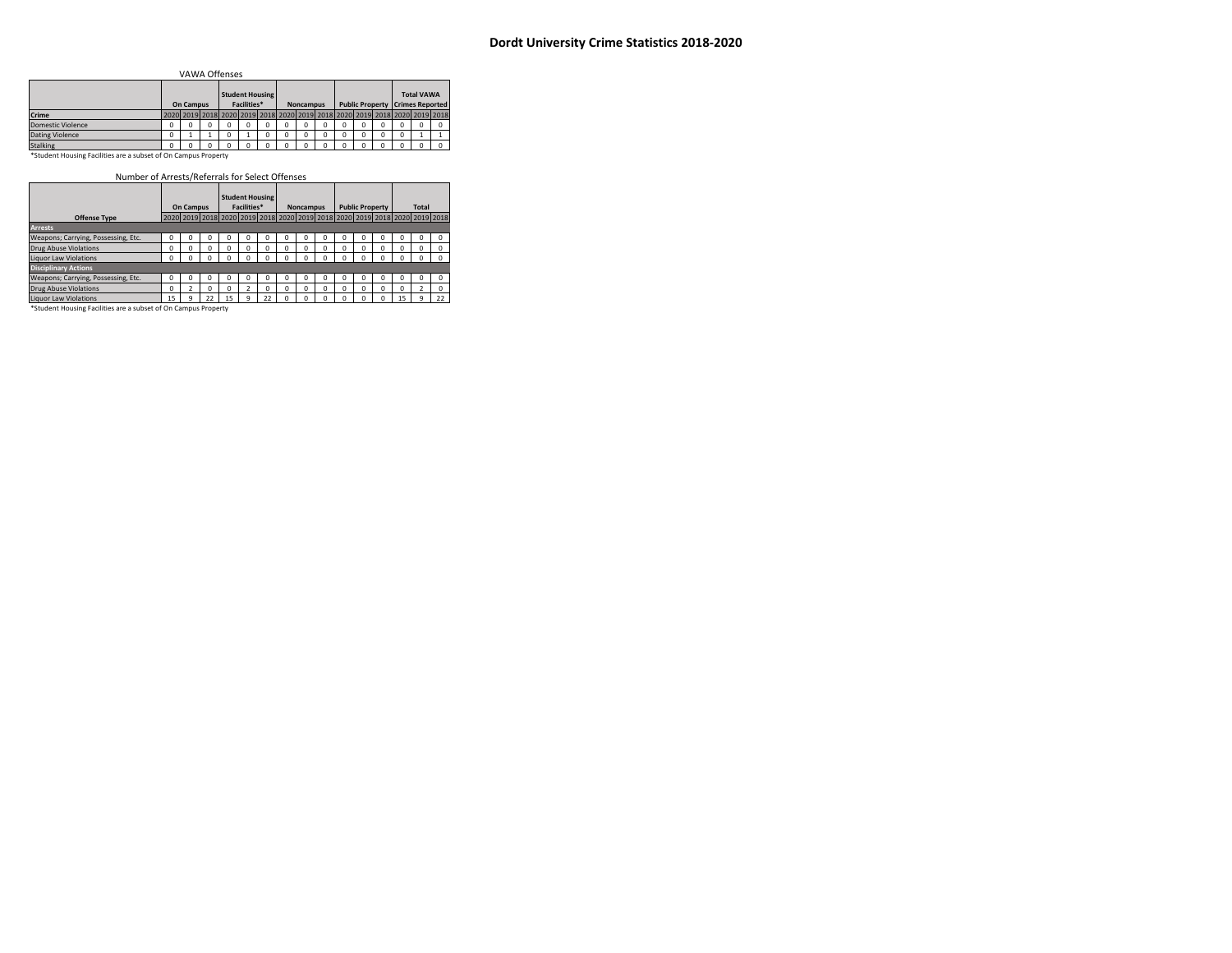# Dordt University Crime Statistics 2018-2020

VAWA Offenses

| | On Campus | | | Student Housing Facilities* | | | Noncampus | | | Public Property | | | Total VAWA Crimes Reported | | |
|---|---|---|---|---|---|---|---|---|---|---|---|---|---|---|---|
| Crime | 2020 | 2019 | 2018 | 2020 | 2019 | 2018 | 2020 | 2019 | 2018 | 2020 | 2019 | 2018 | 2020 | 2019 | 2018 |
| Domestic Violence | 0 | 0 | 0 | 0 | 0 | 0 | 0 | 0 | 0 | 0 | 0 | 0 | 0 | 0 | 0 |
| Dating Violence | 0 | 1 | 1 | 0 | 1 | 0 | 0 | 0 | 0 | 0 | 0 | 0 | 0 | 1 | 1 |
| Stalking | 0 | 0 | 0 | 0 | 0 | 0 | 0 | 0 | 0 | 0 | 0 | 0 | 0 | 0 | 0 |

*Student Housing Facilities are a subset of On Campus Property

Number of Arrests/Referrals for Select Offenses

| | On Campus | | | Student Housing Facilities* | | | Noncampus | | | Public Property | | | Total | | |
|---|---|---|---|---|---|---|---|---|---|---|---|---|---|---|---|
| Offense Type | 2020 | 2019 | 2018 | 2020 | 2019 | 2018 | 2020 | 2019 | 2018 | 2020 | 2019 | 2018 | 2020 | 2019 | 2018 |
| **Arrests** | | | | | | | | | | | | | | | |
| Weapons; Carrying, Possessing, Etc. | 0 | 0 | 0 | 0 | 0 | 0 | 0 | 0 | 0 | 0 | 0 | 0 | 0 | 0 | 0 |
| Drug Abuse Violations | 0 | 0 | 0 | 0 | 0 | 0 | 0 | 0 | 0 | 0 | 0 | 0 | 0 | 0 | 0 |
| Liquor Law Violations | 0 | 0 | 0 | 0 | 0 | 0 | 0 | 0 | 0 | 0 | 0 | 0 | 0 | 0 | 0 |
| **Disciplinary Actions** | | | | | | | | | | | | | | | |
| Weapons; Carrying, Possessing, Etc. | 0 | 0 | 0 | 0 | 0 | 0 | 0 | 0 | 0 | 0 | 0 | 0 | 0 | 0 | 0 |
| Drug Abuse Violations | 0 | 2 | 0 | 0 | 2 | 0 | 0 | 0 | 0 | 0 | 0 | 0 | 0 | 2 | 0 |
| Liquor Law Violations | 15 | 9 | 22 | 15 | 9 | 22 | 0 | 0 | 0 | 0 | 0 | 0 | 15 | 9 | 22 |

*Student Housing Facilities are a subset of On Campus Property